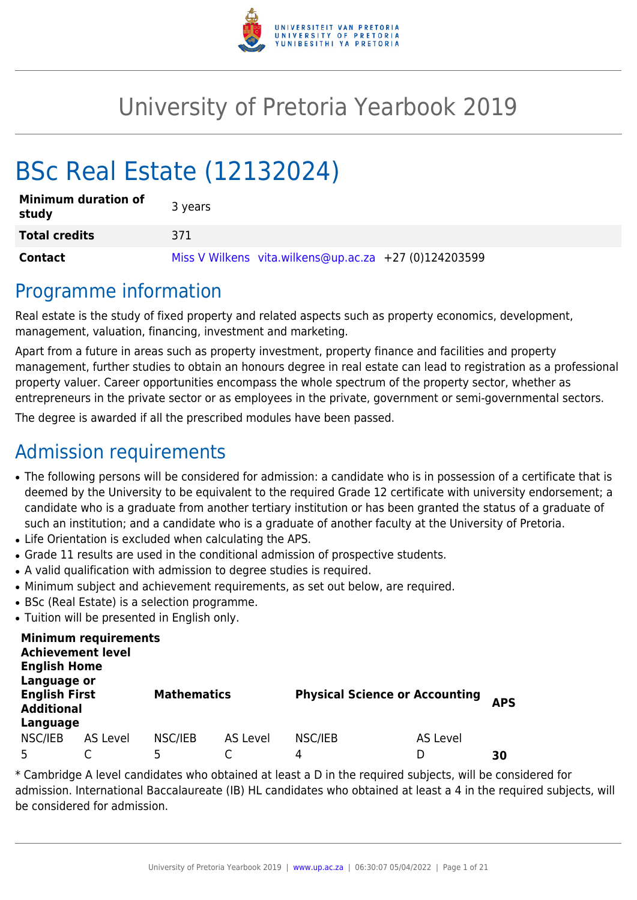# University of Pretoria Yearbook 2019

# BSc Real Estate (12132024)

| | |
|---|---|
| **Minimum duration of study** | 3 years |
| **Total credits** | 371 |
| **Contact** | Miss V Wilkens vita.wilkens@up.ac.za +27 (0)124203599 |

## Programme information

Real estate is the study of fixed property and related aspects such as property economics, development, management, valuation, financing, investment and marketing.

Apart from a future in areas such as property investment, property finance and facilities and property management, further studies to obtain an honours degree in real estate can lead to registration as a professional property valuer. Career opportunities encompass the whole spectrum of the property sector, whether as entrepreneurs in the private sector or as employees in the private, government or semi-governmental sectors.

The degree is awarded if all the prescribed modules have been passed.

## Admission requirements

- The following persons will be considered for admission: a candidate who is in possession of a certificate that is deemed by the University to be equivalent to the required Grade 12 certificate with university endorsement; a candidate who is a graduate from another tertiary institution or has been granted the status of a graduate of such an institution; and a candidate who is a graduate of another faculty at the University of Pretoria.
- Life Orientation is excluded when calculating the APS.
- Grade 11 results are used in the conditional admission of prospective students.
- A valid qualification with admission to degree studies is required.
- Minimum subject and achievement requirements, as set out below, are required.
- BSc (Real Estate) is a selection programme.
- Tuition will be presented in English only.

| **Minimum requirements Achievement level English Home Language or English First Additional Language** | | **Mathematics** | | **Physical Science or Accounting** | | **APS** |
|---|---|---|---|---|---|---|
| NSC/IEB | AS Level | NSC/IEB | AS Level | NSC/IEB | AS Level | |
| 5 | C | 5 | C | 4 | D | **30** |

* Cambridge A level candidates who obtained at least a D in the required subjects, will be considered for admission. International Baccalaureate (IB) HL candidates who obtained at least a 4 in the required subjects, will be considered for admission.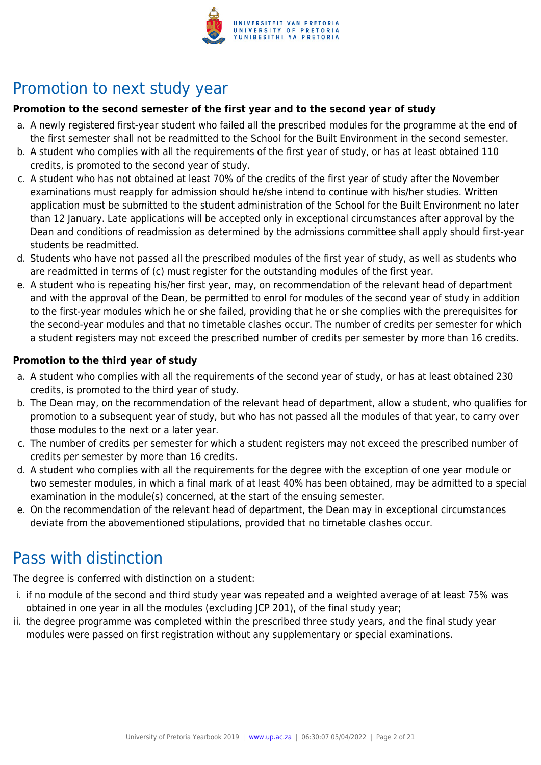## Promotion to next study year

**Promotion to the second semester of the first year and to the second year of study**

a. A newly registered first-year student who failed all the prescribed modules for the programme at the end of the first semester shall not be readmitted to the School for the Built Environment in the second semester.
b. A student who complies with all the requirements of the first year of study, or has at least obtained 110 credits, is promoted to the second year of study.
c. A student who has not obtained at least 70% of the credits of the first year of study after the November examinations must reapply for admission should he/she intend to continue with his/her studies. Written application must be submitted to the student administration of the School for the Built Environment no later than 12 January. Late applications will be accepted only in exceptional circumstances after approval by the Dean and conditions of readmission as determined by the admissions committee shall apply should first-year students be readmitted.
d. Students who have not passed all the prescribed modules of the first year of study, as well as students who are readmitted in terms of (c) must register for the outstanding modules of the first year.
e. A student who is repeating his/her first year, may, on recommendation of the relevant head of department and with the approval of the Dean, be permitted to enrol for modules of the second year of study in addition to the first-year modules which he or she failed, providing that he or she complies with the prerequisites for the second-year modules and that no timetable clashes occur. The number of credits per semester for which a student registers may not exceed the prescribed number of credits per semester by more than 16 credits.

**Promotion to the third year of study**

a. A student who complies with all the requirements of the second year of study, or has at least obtained 230 credits, is promoted to the third year of study.
b. The Dean may, on the recommendation of the relevant head of department, allow a student, who qualifies for promotion to a subsequent year of study, but who has not passed all the modules of that year, to carry over those modules to the next or a later year.
c. The number of credits per semester for which a student registers may not exceed the prescribed number of credits per semester by more than 16 credits.
d. A student who complies with all the requirements for the degree with the exception of one year module or two semester modules, in which a final mark of at least 40% has been obtained, may be admitted to a special examination in the module(s) concerned, at the start of the ensuing semester.
e. On the recommendation of the relevant head of department, the Dean may in exceptional circumstances deviate from the abovementioned stipulations, provided that no timetable clashes occur.

## Pass with distinction

The degree is conferred with distinction on a student:

i. if no module of the second and third study year was repeated and a weighted average of at least 75% was obtained in one year in all the modules (excluding JCP 201), of the final study year;
ii. the degree programme was completed within the prescribed three study years, and the final study year modules were passed on first registration without any supplementary or special examinations.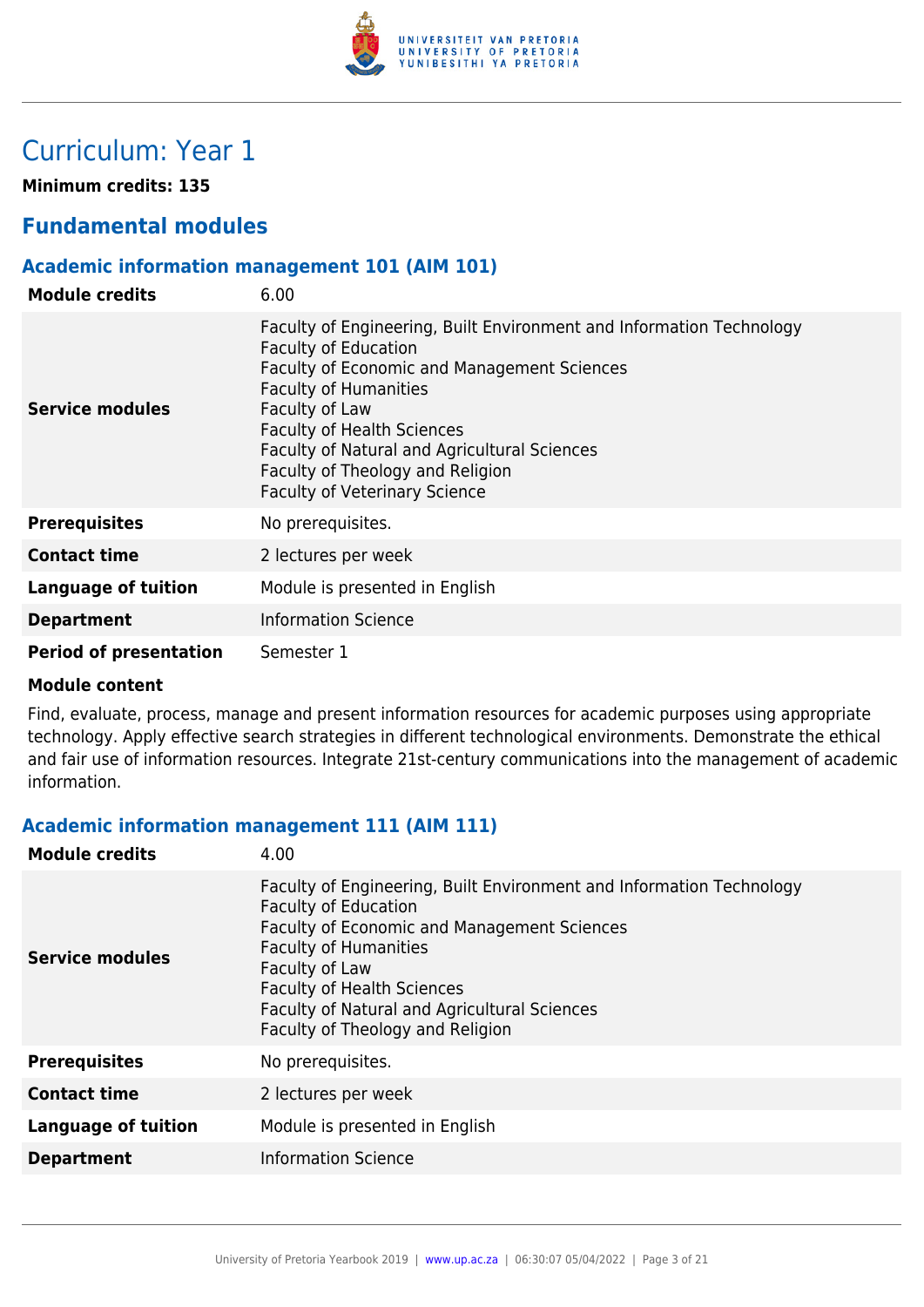# Curriculum: Year 1

**Minimum credits: 135**

## Fundamental modules

### Academic information management 101 (AIM 101)

| | |
|---|---|
| **Module credits** | 6.00 |
| **Service modules** | Faculty of Engineering, Built Environment and Information Technology<br>Faculty of Education<br>Faculty of Economic and Management Sciences<br>Faculty of Humanities<br>Faculty of Law<br>Faculty of Health Sciences<br>Faculty of Natural and Agricultural Sciences<br>Faculty of Theology and Religion<br>Faculty of Veterinary Science |
| **Prerequisites** | No prerequisites. |
| **Contact time** | 2 lectures per week |
| **Language of tuition** | Module is presented in English |
| **Department** | Information Science |
| **Period of presentation** | Semester 1 |

**Module content**

Find, evaluate, process, manage and present information resources for academic purposes using appropriate technology. Apply effective search strategies in different technological environments. Demonstrate the ethical and fair use of information resources. Integrate 21st-century communications into the management of academic information.

### Academic information management 111 (AIM 111)

| | |
|---|---|
| **Module credits** | 4.00 |
| **Service modules** | Faculty of Engineering, Built Environment and Information Technology<br>Faculty of Education<br>Faculty of Economic and Management Sciences<br>Faculty of Humanities<br>Faculty of Law<br>Faculty of Health Sciences<br>Faculty of Natural and Agricultural Sciences<br>Faculty of Theology and Religion |
| **Prerequisites** | No prerequisites. |
| **Contact time** | 2 lectures per week |
| **Language of tuition** | Module is presented in English |
| **Department** | Information Science |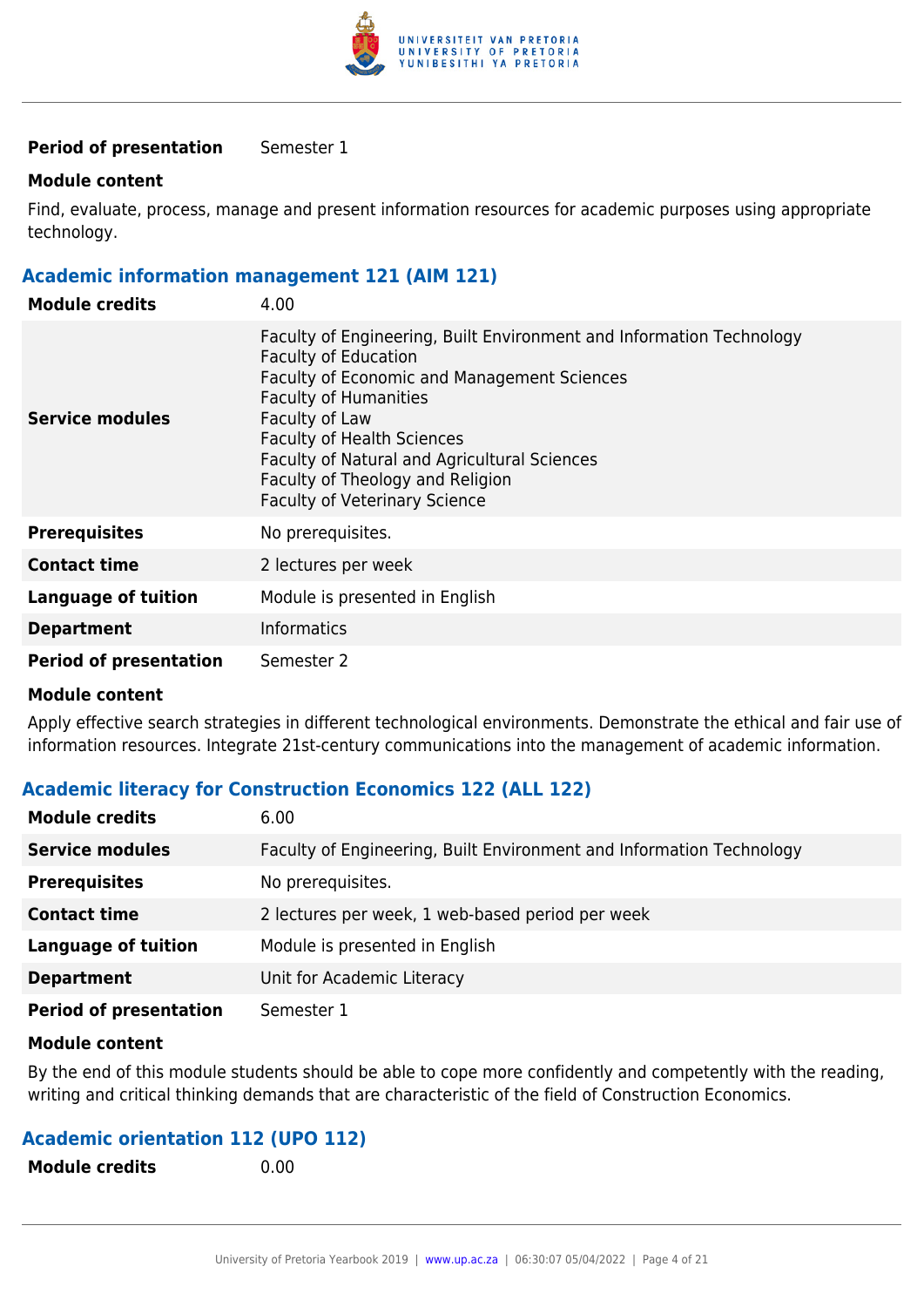| | |
|---|---|
| **Period of presentation** | Semester 1 |

**Module content**

Find, evaluate, process, manage and present information resources for academic purposes using appropriate technology.

### Academic information management 121 (AIM 121)

| | |
|---|---|
| **Module credits** | 4.00 |
| **Service modules** | Faculty of Engineering, Built Environment and Information Technology<br>Faculty of Education<br>Faculty of Economic and Management Sciences<br>Faculty of Humanities<br>Faculty of Law<br>Faculty of Health Sciences<br>Faculty of Natural and Agricultural Sciences<br>Faculty of Theology and Religion<br>Faculty of Veterinary Science |
| **Prerequisites** | No prerequisites. |
| **Contact time** | 2 lectures per week |
| **Language of tuition** | Module is presented in English |
| **Department** | Informatics |
| **Period of presentation** | Semester 2 |

**Module content**

Apply effective search strategies in different technological environments. Demonstrate the ethical and fair use of information resources. Integrate 21st-century communications into the management of academic information.

### Academic literacy for Construction Economics 122 (ALL 122)

| | |
|---|---|
| **Module credits** | 6.00 |
| **Service modules** | Faculty of Engineering, Built Environment and Information Technology |
| **Prerequisites** | No prerequisites. |
| **Contact time** | 2 lectures per week, 1 web-based period per week |
| **Language of tuition** | Module is presented in English |
| **Department** | Unit for Academic Literacy |
| **Period of presentation** | Semester 1 |

**Module content**

By the end of this module students should be able to cope more confidently and competently with the reading, writing and critical thinking demands that are characteristic of the field of Construction Economics.

### Academic orientation 112 (UPO 112)

| | |
|---|---|
| **Module credits** | 0.00 |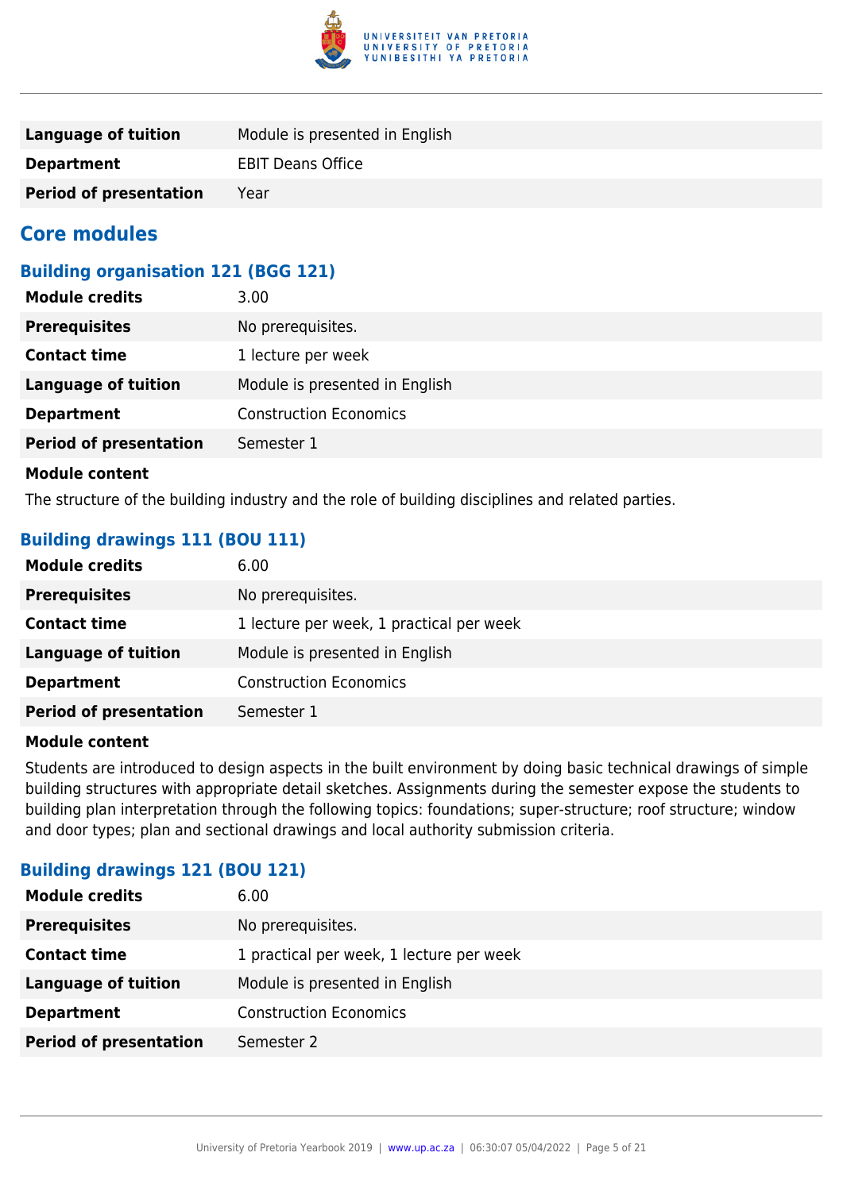| | |
|---|---|
| **Language of tuition** | Module is presented in English |
| **Department** | EBIT Deans Office |
| **Period of presentation** | Year |

## Core modules

### Building organisation 121 (BGG 121)

| | |
|---|---|
| **Module credits** | 3.00 |
| **Prerequisites** | No prerequisites. |
| **Contact time** | 1 lecture per week |
| **Language of tuition** | Module is presented in English |
| **Department** | Construction Economics |
| **Period of presentation** | Semester 1 |

**Module content**

The structure of the building industry and the role of building disciplines and related parties.

### Building drawings 111 (BOU 111)

| | |
|---|---|
| **Module credits** | 6.00 |
| **Prerequisites** | No prerequisites. |
| **Contact time** | 1 lecture per week, 1 practical per week |
| **Language of tuition** | Module is presented in English |
| **Department** | Construction Economics |
| **Period of presentation** | Semester 1 |

**Module content**

Students are introduced to design aspects in the built environment by doing basic technical drawings of simple building structures with appropriate detail sketches. Assignments during the semester expose the students to building plan interpretation through the following topics: foundations; super-structure; roof structure; window and door types; plan and sectional drawings and local authority submission criteria.

### Building drawings 121 (BOU 121)

| | |
|---|---|
| **Module credits** | 6.00 |
| **Prerequisites** | No prerequisites. |
| **Contact time** | 1 practical per week, 1 lecture per week |
| **Language of tuition** | Module is presented in English |
| **Department** | Construction Economics |
| **Period of presentation** | Semester 2 |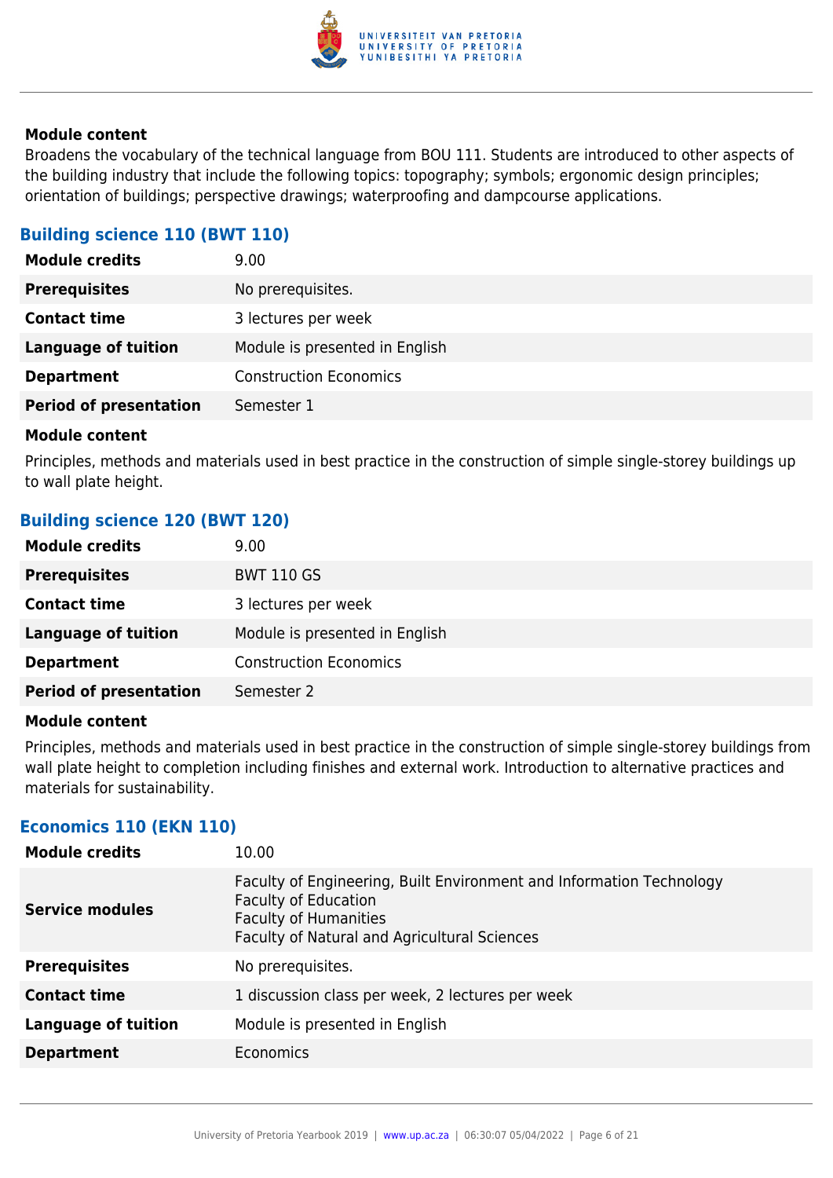**Module content**

Broadens the vocabulary of the technical language from BOU 111. Students are introduced to other aspects of the building industry that include the following topics: topography; symbols; ergonomic design principles; orientation of buildings; perspective drawings; waterproofing and dampcourse applications.

### Building science 110 (BWT 110)

| | |
|---|---|
| **Module credits** | 9.00 |
| **Prerequisites** | No prerequisites. |
| **Contact time** | 3 lectures per week |
| **Language of tuition** | Module is presented in English |
| **Department** | Construction Economics |
| **Period of presentation** | Semester 1 |

**Module content**

Principles, methods and materials used in best practice in the construction of simple single-storey buildings up to wall plate height.

### Building science 120 (BWT 120)

| | |
|---|---|
| **Module credits** | 9.00 |
| **Prerequisites** | BWT 110 GS |
| **Contact time** | 3 lectures per week |
| **Language of tuition** | Module is presented in English |
| **Department** | Construction Economics |
| **Period of presentation** | Semester 2 |

**Module content**

Principles, methods and materials used in best practice in the construction of simple single-storey buildings from wall plate height to completion including finishes and external work. Introduction to alternative practices and materials for sustainability.

### Economics 110 (EKN 110)

| | |
|---|---|
| **Module credits** | 10.00 |
| **Service modules** | Faculty of Engineering, Built Environment and Information Technology<br>Faculty of Education<br>Faculty of Humanities<br>Faculty of Natural and Agricultural Sciences |
| **Prerequisites** | No prerequisites. |
| **Contact time** | 1 discussion class per week, 2 lectures per week |
| **Language of tuition** | Module is presented in English |
| **Department** | Economics |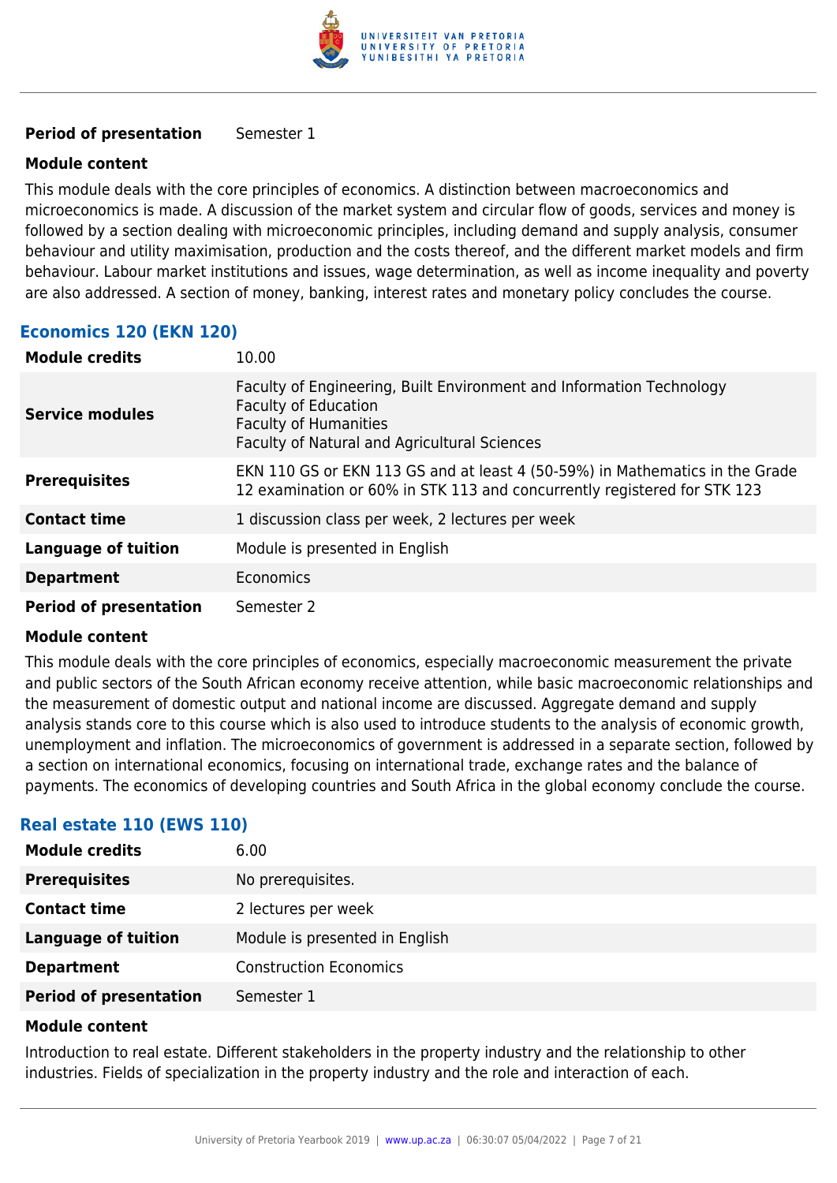| | |
|---|---|
| **Period of presentation** | Semester 1 |

**Module content**

This module deals with the core principles of economics. A distinction between macroeconomics and microeconomics is made. A discussion of the market system and circular flow of goods, services and money is followed by a section dealing with microeconomic principles, including demand and supply analysis, consumer behaviour and utility maximisation, production and the costs thereof, and the different market models and firm behaviour. Labour market institutions and issues, wage determination, as well as income inequality and poverty are also addressed. A section of money, banking, interest rates and monetary policy concludes the course.

### Economics 120 (EKN 120)

| | |
|---|---|
| **Module credits** | 10.00 |
| **Service modules** | Faculty of Engineering, Built Environment and Information Technology<br>Faculty of Education<br>Faculty of Humanities<br>Faculty of Natural and Agricultural Sciences |
| **Prerequisites** | EKN 110 GS or EKN 113 GS and at least 4 (50-59%) in Mathematics in the Grade 12 examination or 60% in STK 113 and concurrently registered for STK 123 |
| **Contact time** | 1 discussion class per week, 2 lectures per week |
| **Language of tuition** | Module is presented in English |
| **Department** | Economics |
| **Period of presentation** | Semester 2 |

**Module content**

This module deals with the core principles of economics, especially macroeconomic measurement the private and public sectors of the South African economy receive attention, while basic macroeconomic relationships and the measurement of domestic output and national income are discussed. Aggregate demand and supply analysis stands core to this course which is also used to introduce students to the analysis of economic growth, unemployment and inflation. The microeconomics of government is addressed in a separate section, followed by a section on international economics, focusing on international trade, exchange rates and the balance of payments. The economics of developing countries and South Africa in the global economy conclude the course.

### Real estate 110 (EWS 110)

| | |
|---|---|
| **Module credits** | 6.00 |
| **Prerequisites** | No prerequisites. |
| **Contact time** | 2 lectures per week |
| **Language of tuition** | Module is presented in English |
| **Department** | Construction Economics |
| **Period of presentation** | Semester 1 |

**Module content**

Introduction to real estate. Different stakeholders in the property industry and the relationship to other industries. Fields of specialization in the property industry and the role and interaction of each.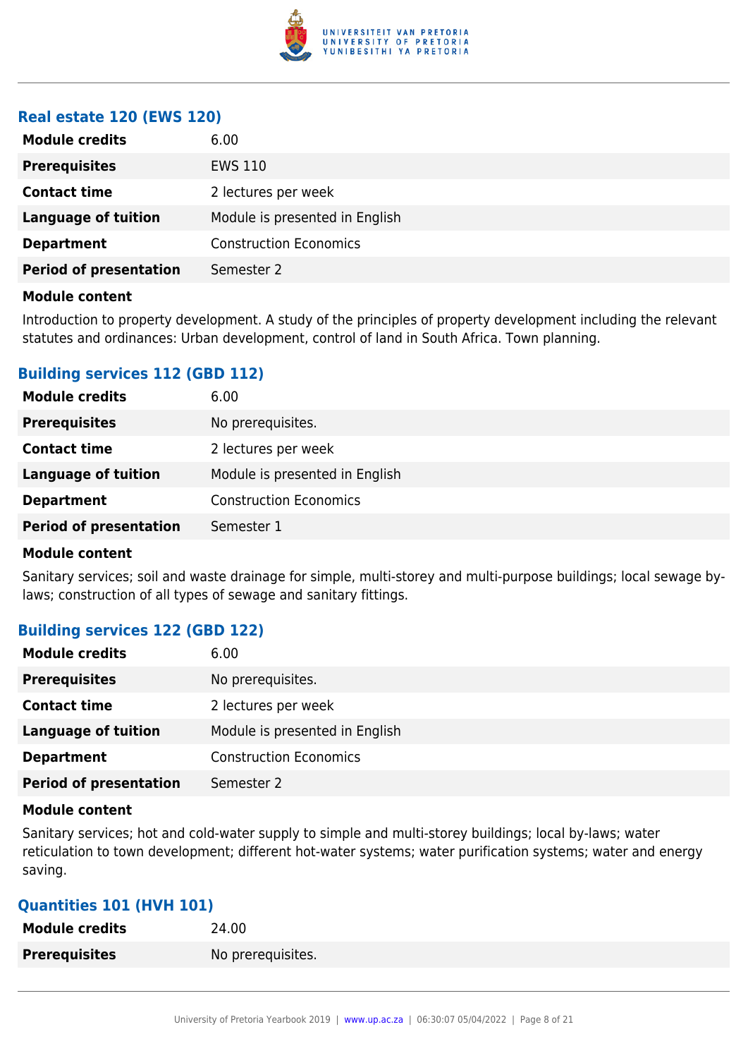### Real estate 120 (EWS 120)

| | |
|---|---|
| **Module credits** | 6.00 |
| **Prerequisites** | EWS 110 |
| **Contact time** | 2 lectures per week |
| **Language of tuition** | Module is presented in English |
| **Department** | Construction Economics |
| **Period of presentation** | Semester 2 |

**Module content**

Introduction to property development. A study of the principles of property development including the relevant statutes and ordinances: Urban development, control of land in South Africa. Town planning.

### Building services 112 (GBD 112)

| | |
|---|---|
| **Module credits** | 6.00 |
| **Prerequisites** | No prerequisites. |
| **Contact time** | 2 lectures per week |
| **Language of tuition** | Module is presented in English |
| **Department** | Construction Economics |
| **Period of presentation** | Semester 1 |

**Module content**

Sanitary services; soil and waste drainage for simple, multi-storey and multi-purpose buildings; local sewage by-laws; construction of all types of sewage and sanitary fittings.

### Building services 122 (GBD 122)

| | |
|---|---|
| **Module credits** | 6.00 |
| **Prerequisites** | No prerequisites. |
| **Contact time** | 2 lectures per week |
| **Language of tuition** | Module is presented in English |
| **Department** | Construction Economics |
| **Period of presentation** | Semester 2 |

**Module content**

Sanitary services; hot and cold-water supply to simple and multi-storey buildings; local by-laws; water reticulation to town development; different hot-water systems; water purification systems; water and energy saving.

### Quantities 101 (HVH 101)

| | |
|---|---|
| **Module credits** | 24.00 |
| **Prerequisites** | No prerequisites. |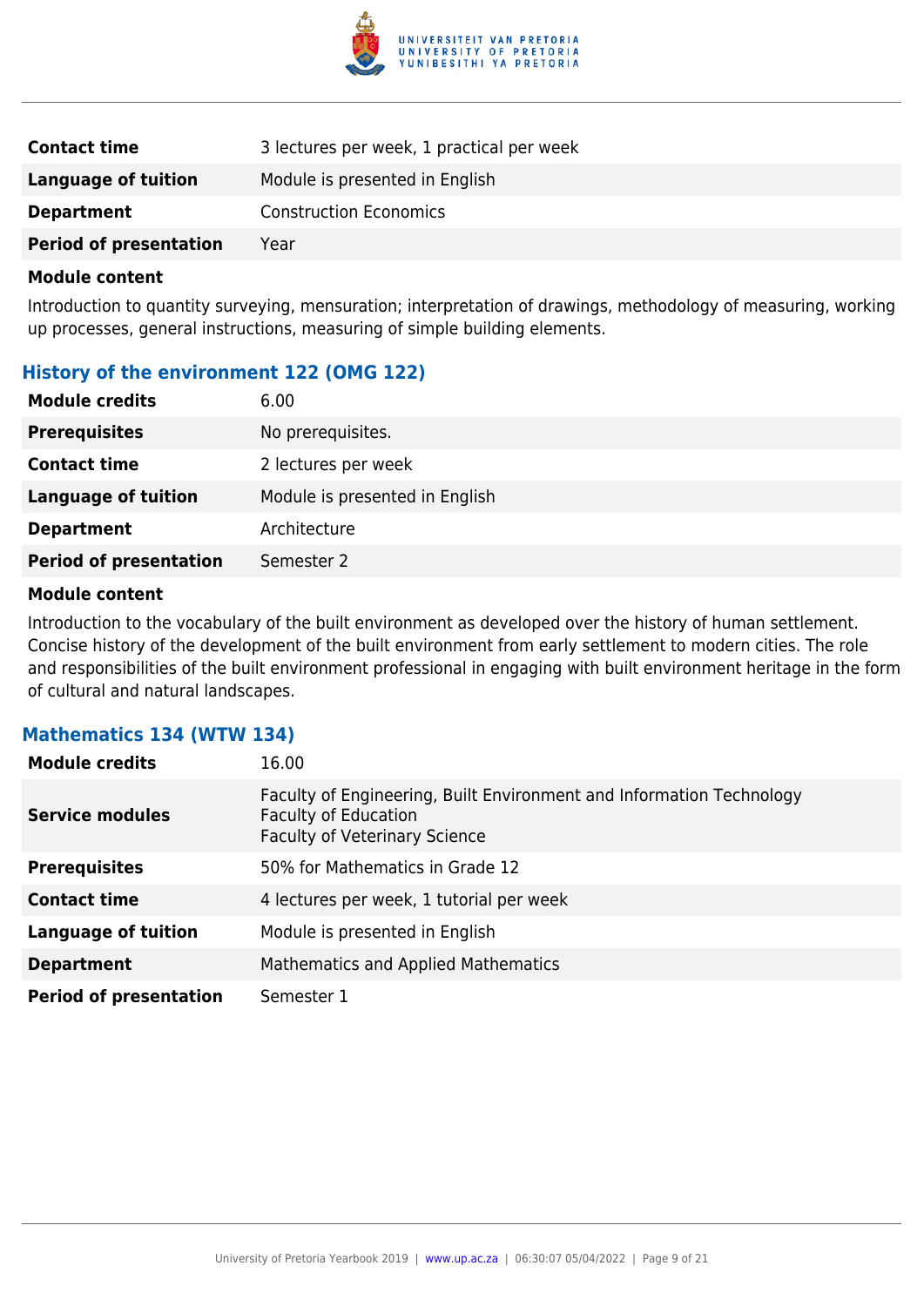|  |  |
|---|---|
| **Contact time** | 3 lectures per week, 1 practical per week |
| **Language of tuition** | Module is presented in English |
| **Department** | Construction Economics |
| **Period of presentation** | Year |

**Module content**

Introduction to quantity surveying, mensuration; interpretation of drawings, methodology of measuring, working up processes, general instructions, measuring of simple building elements.

### History of the environment 122 (OMG 122)

|  |  |
|---|---|
| **Module credits** | 6.00 |
| **Prerequisites** | No prerequisites. |
| **Contact time** | 2 lectures per week |
| **Language of tuition** | Module is presented in English |
| **Department** | Architecture |
| **Period of presentation** | Semester 2 |

**Module content**

Introduction to the vocabulary of the built environment as developed over the history of human settlement. Concise history of the development of the built environment from early settlement to modern cities. The role and responsibilities of the built environment professional in engaging with built environment heritage in the form of cultural and natural landscapes.

### Mathematics 134 (WTW 134)

|  |  |
|---|---|
| **Module credits** | 16.00 |
| **Service modules** | Faculty of Engineering, Built Environment and Information Technology<br>Faculty of Education<br>Faculty of Veterinary Science |
| **Prerequisites** | 50% for Mathematics in Grade 12 |
| **Contact time** | 4 lectures per week, 1 tutorial per week |
| **Language of tuition** | Module is presented in English |
| **Department** | Mathematics and Applied Mathematics |
| **Period of presentation** | Semester 1 |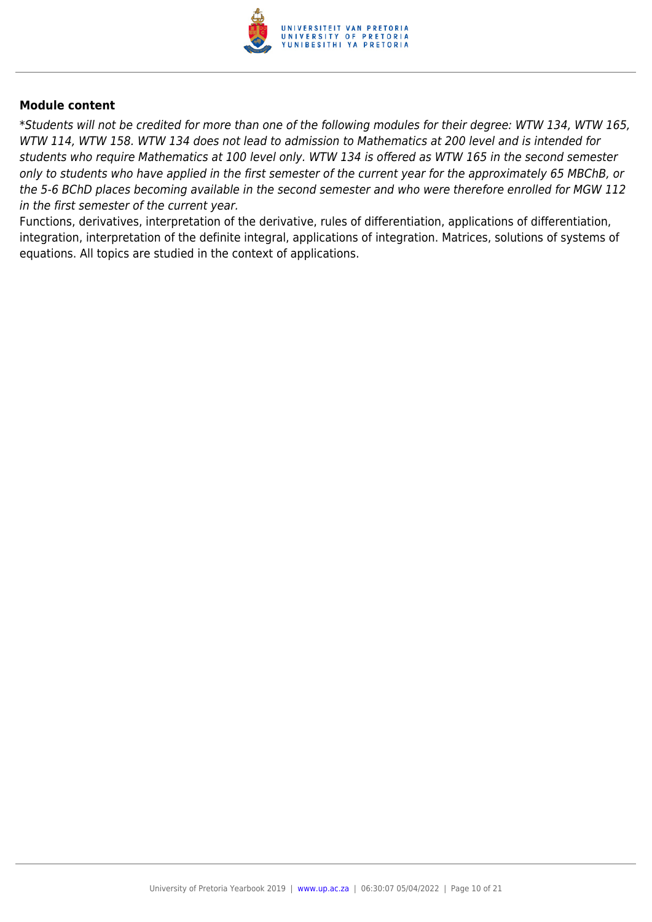**Module content**

*\*Students will not be credited for more than one of the following modules for their degree: WTW 134, WTW 165, WTW 114, WTW 158. WTW 134 does not lead to admission to Mathematics at 200 level and is intended for students who require Mathematics at 100 level only. WTW 134 is offered as WTW 165 in the second semester only to students who have applied in the first semester of the current year for the approximately 65 MBChB, or the 5-6 BChD places becoming available in the second semester and who were therefore enrolled for MGW 112 in the first semester of the current year.*

Functions, derivatives, interpretation of the derivative, rules of differentiation, applications of differentiation, integration, interpretation of the definite integral, applications of integration. Matrices, solutions of systems of equations. All topics are studied in the context of applications.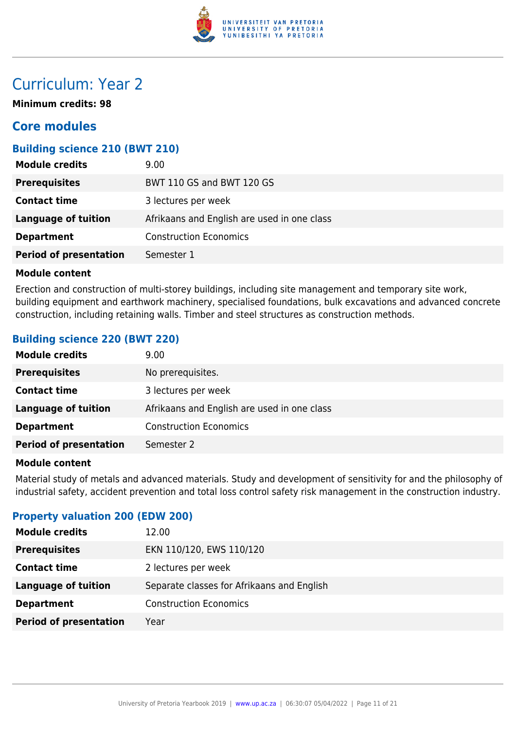# Curriculum: Year 2

**Minimum credits: 98**

## Core modules

### Building science 210 (BWT 210)

| | |
|---|---|
| **Module credits** | 9.00 |
| **Prerequisites** | BWT 110 GS and BWT 120 GS |
| **Contact time** | 3 lectures per week |
| **Language of tuition** | Afrikaans and English are used in one class |
| **Department** | Construction Economics |
| **Period of presentation** | Semester 1 |

**Module content**

Erection and construction of multi-storey buildings, including site management and temporary site work, building equipment and earthwork machinery, specialised foundations, bulk excavations and advanced concrete construction, including retaining walls. Timber and steel structures as construction methods.

### Building science 220 (BWT 220)

| | |
|---|---|
| **Module credits** | 9.00 |
| **Prerequisites** | No prerequisites. |
| **Contact time** | 3 lectures per week |
| **Language of tuition** | Afrikaans and English are used in one class |
| **Department** | Construction Economics |
| **Period of presentation** | Semester 2 |

**Module content**

Material study of metals and advanced materials. Study and development of sensitivity for and the philosophy of industrial safety, accident prevention and total loss control safety risk management in the construction industry.

### Property valuation 200 (EDW 200)

| | |
|---|---|
| **Module credits** | 12.00 |
| **Prerequisites** | EKN 110/120, EWS 110/120 |
| **Contact time** | 2 lectures per week |
| **Language of tuition** | Separate classes for Afrikaans and English |
| **Department** | Construction Economics |
| **Period of presentation** | Year |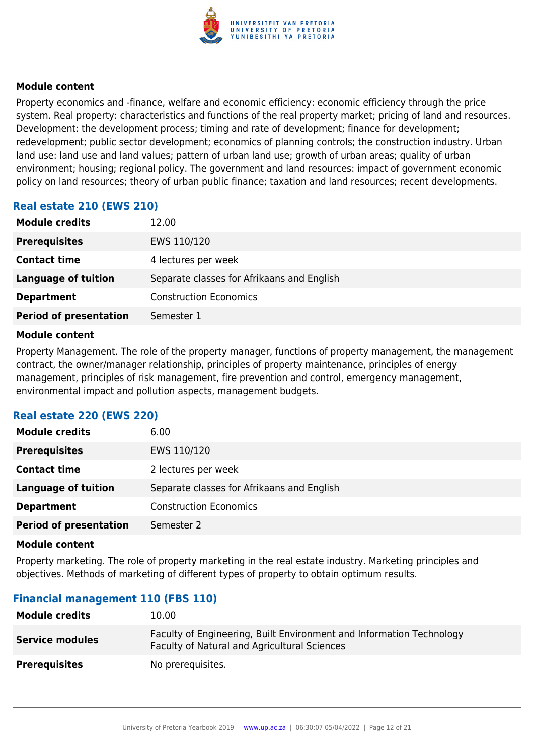#### Module content

Property economics and -finance, welfare and economic efficiency: economic efficiency through the price system. Real property: characteristics and functions of the real property market; pricing of land and resources. Development: the development process; timing and rate of development; finance for development; redevelopment; public sector development; economics of planning controls; the construction industry. Urban land use: land use and land values; pattern of urban land use; growth of urban areas; quality of urban environment; housing; regional policy. The government and land resources: impact of government economic policy on land resources; theory of urban public finance; taxation and land resources; recent developments.

### Real estate 210 (EWS 210)

| | |
|---|---|
| **Module credits** | 12.00 |
| **Prerequisites** | EWS 110/120 |
| **Contact time** | 4 lectures per week |
| **Language of tuition** | Separate classes for Afrikaans and English |
| **Department** | Construction Economics |
| **Period of presentation** | Semester 1 |

#### Module content

Property Management. The role of the property manager, functions of property management, the management contract, the owner/manager relationship, principles of property maintenance, principles of energy management, principles of risk management, fire prevention and control, emergency management, environmental impact and pollution aspects, management budgets.

### Real estate 220 (EWS 220)

| | |
|---|---|
| **Module credits** | 6.00 |
| **Prerequisites** | EWS 110/120 |
| **Contact time** | 2 lectures per week |
| **Language of tuition** | Separate classes for Afrikaans and English |
| **Department** | Construction Economics |
| **Period of presentation** | Semester 2 |

#### Module content

Property marketing. The role of property marketing in the real estate industry. Marketing principles and objectives. Methods of marketing of different types of property to obtain optimum results.

### Financial management 110 (FBS 110)

| | |
|---|---|
| **Module credits** | 10.00 |
| **Service modules** | Faculty of Engineering, Built Environment and Information Technology<br>Faculty of Natural and Agricultural Sciences |
| **Prerequisites** | No prerequisites. |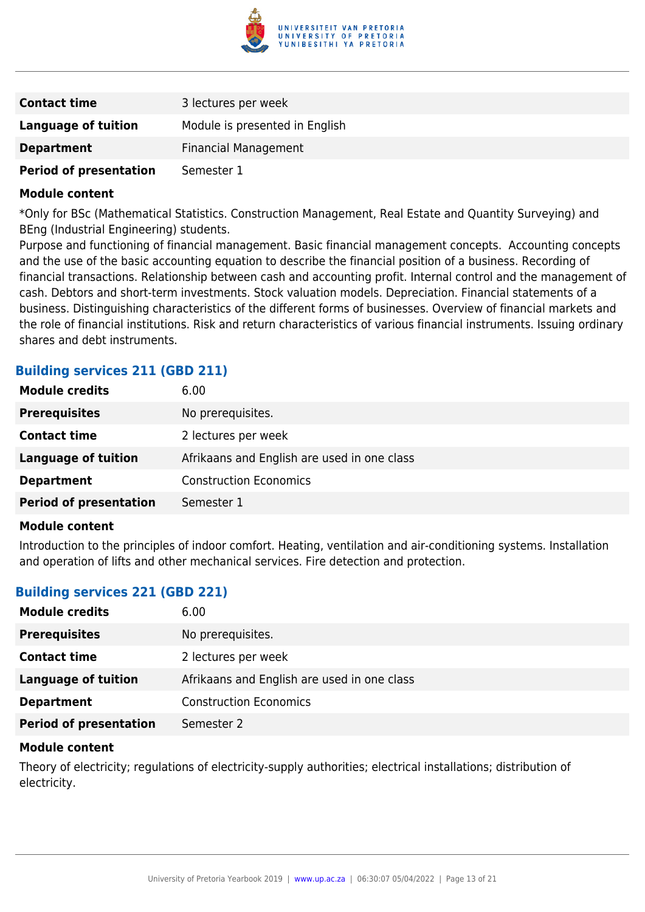| | |
|---|---|
| **Contact time** | 3 lectures per week |
| **Language of tuition** | Module is presented in English |
| **Department** | Financial Management |
| **Period of presentation** | Semester 1 |

**Module content**

*Only for BSc (Mathematical Statistics. Construction Management, Real Estate and Quantity Surveying) and BEng (Industrial Engineering) students.

Purpose and functioning of financial management. Basic financial management concepts. Accounting concepts and the use of the basic accounting equation to describe the financial position of a business. Recording of financial transactions. Relationship between cash and accounting profit. Internal control and the management of cash. Debtors and short-term investments. Stock valuation models. Depreciation. Financial statements of a business. Distinguishing characteristics of the different forms of businesses. Overview of financial markets and the role of financial institutions. Risk and return characteristics of various financial instruments. Issuing ordinary shares and debt instruments.

### Building services 211 (GBD 211)

| | |
|---|---|
| **Module credits** | 6.00 |
| **Prerequisites** | No prerequisites. |
| **Contact time** | 2 lectures per week |
| **Language of tuition** | Afrikaans and English are used in one class |
| **Department** | Construction Economics |
| **Period of presentation** | Semester 1 |

**Module content**

Introduction to the principles of indoor comfort. Heating, ventilation and air-conditioning systems. Installation and operation of lifts and other mechanical services. Fire detection and protection.

### Building services 221 (GBD 221)

| | |
|---|---|
| **Module credits** | 6.00 |
| **Prerequisites** | No prerequisites. |
| **Contact time** | 2 lectures per week |
| **Language of tuition** | Afrikaans and English are used in one class |
| **Department** | Construction Economics |
| **Period of presentation** | Semester 2 |

**Module content**

Theory of electricity; regulations of electricity-supply authorities; electrical installations; distribution of electricity.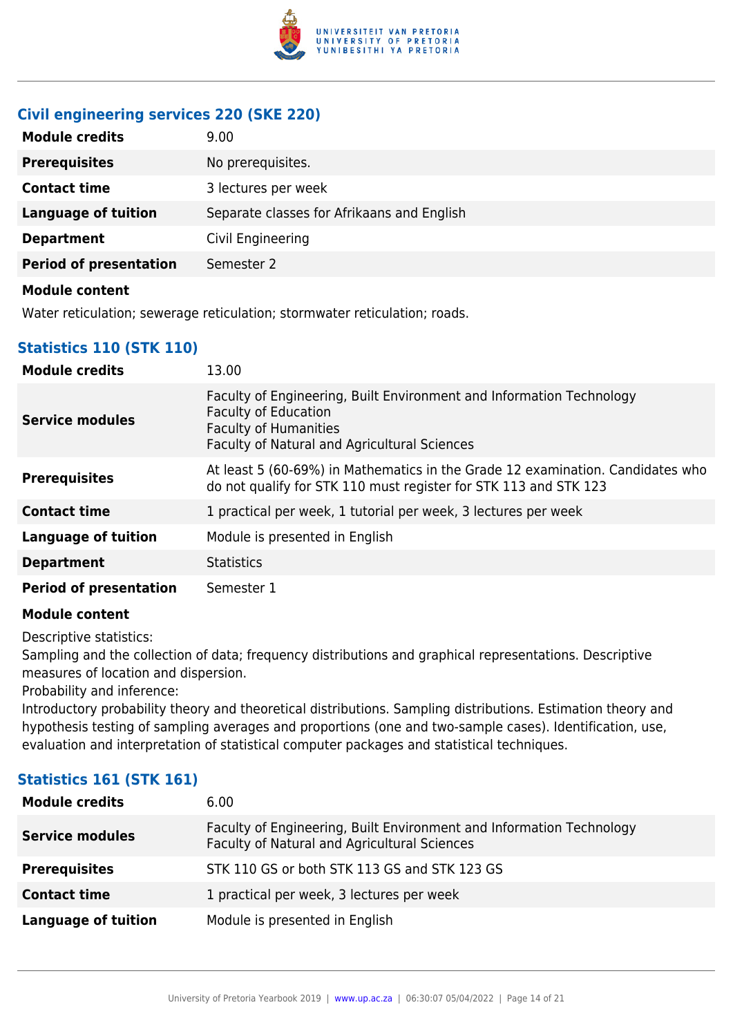### Civil engineering services 220 (SKE 220)

| | |
|---|---|
| **Module credits** | 9.00 |
| **Prerequisites** | No prerequisites. |
| **Contact time** | 3 lectures per week |
| **Language of tuition** | Separate classes for Afrikaans and English |
| **Department** | Civil Engineering |
| **Period of presentation** | Semester 2 |

**Module content**

Water reticulation; sewerage reticulation; stormwater reticulation; roads.

### Statistics 110 (STK 110)

| | |
|---|---|
| **Module credits** | 13.00 |
| **Service modules** | Faculty of Engineering, Built Environment and Information Technology<br>Faculty of Education<br>Faculty of Humanities<br>Faculty of Natural and Agricultural Sciences |
| **Prerequisites** | At least 5 (60-69%) in Mathematics in the Grade 12 examination. Candidates who do not qualify for STK 110 must register for STK 113 and STK 123 |
| **Contact time** | 1 practical per week, 1 tutorial per week, 3 lectures per week |
| **Language of tuition** | Module is presented in English |
| **Department** | Statistics |
| **Period of presentation** | Semester 1 |

**Module content**

Descriptive statistics:
Sampling and the collection of data; frequency distributions and graphical representations. Descriptive measures of location and dispersion.
Probability and inference:
Introductory probability theory and theoretical distributions. Sampling distributions. Estimation theory and hypothesis testing of sampling averages and proportions (one and two-sample cases). Identification, use, evaluation and interpretation of statistical computer packages and statistical techniques.

### Statistics 161 (STK 161)

| | |
|---|---|
| **Module credits** | 6.00 |
| **Service modules** | Faculty of Engineering, Built Environment and Information Technology<br>Faculty of Natural and Agricultural Sciences |
| **Prerequisites** | STK 110 GS or both STK 113 GS and STK 123 GS |
| **Contact time** | 1 practical per week, 3 lectures per week |
| **Language of tuition** | Module is presented in English |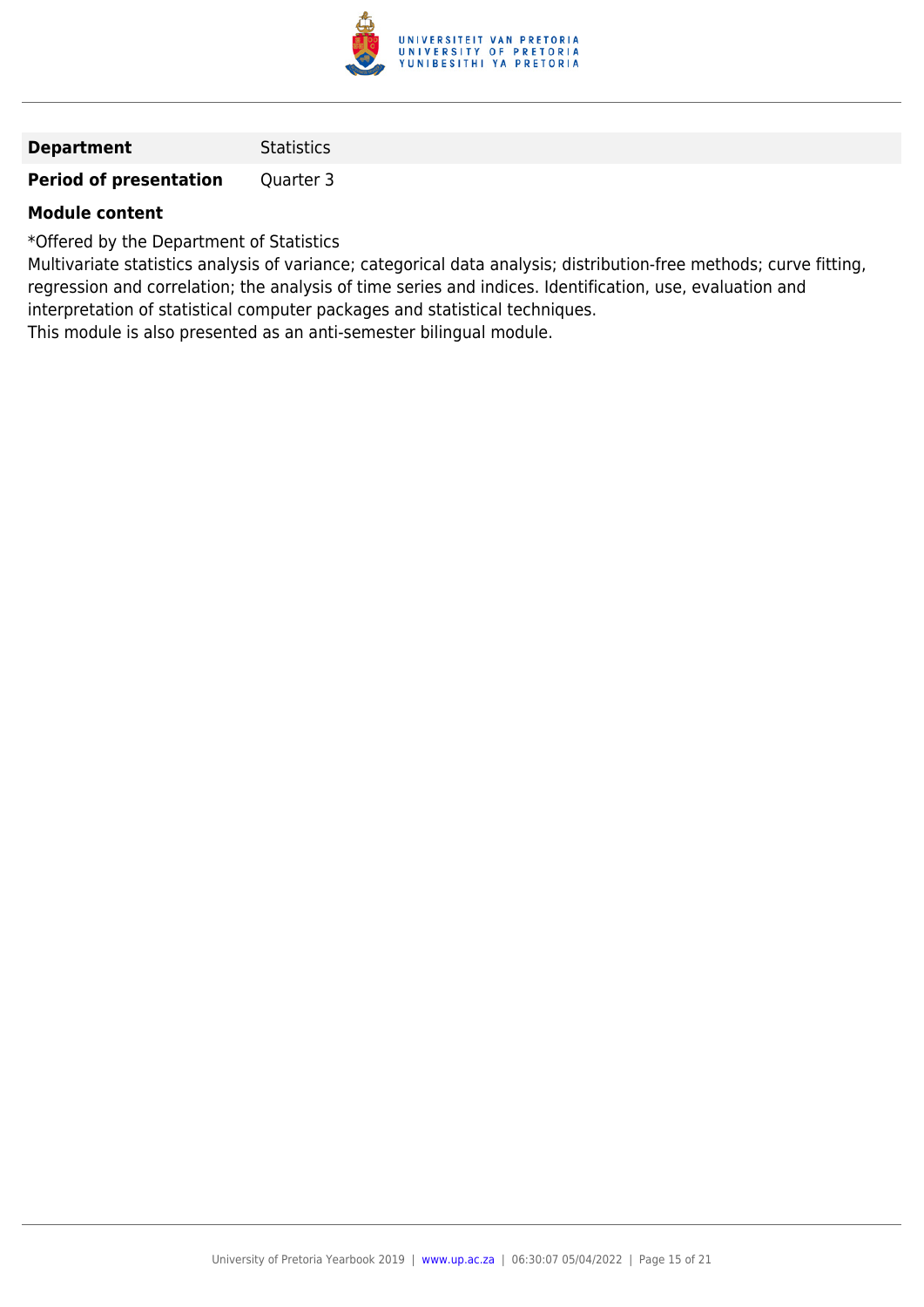| | |
|---|---|
| **Department** | Statistics |
| **Period of presentation** | Quarter 3 |

**Module content**

*Offered by the Department of Statistics
Multivariate statistics analysis of variance; categorical data analysis; distribution-free methods; curve fitting, regression and correlation; the analysis of time series and indices. Identification, use, evaluation and interpretation of statistical computer packages and statistical techniques.
This module is also presented as an anti-semester bilingual module.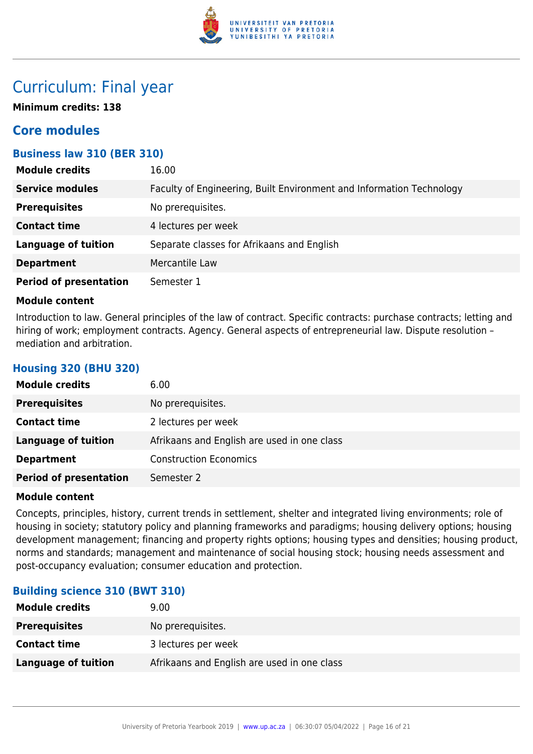# Curriculum: Final year

**Minimum credits: 138**

## Core modules

### Business law 310 (BER 310)

| | |
|---|---|
| **Module credits** | 16.00 |
| **Service modules** | Faculty of Engineering, Built Environment and Information Technology |
| **Prerequisites** | No prerequisites. |
| **Contact time** | 4 lectures per week |
| **Language of tuition** | Separate classes for Afrikaans and English |
| **Department** | Mercantile Law |
| **Period of presentation** | Semester 1 |

**Module content**

Introduction to law. General principles of the law of contract. Specific contracts: purchase contracts; letting and hiring of work; employment contracts. Agency. General aspects of entrepreneurial law. Dispute resolution – mediation and arbitration.

### Housing 320 (BHU 320)

| | |
|---|---|
| **Module credits** | 6.00 |
| **Prerequisites** | No prerequisites. |
| **Contact time** | 2 lectures per week |
| **Language of tuition** | Afrikaans and English are used in one class |
| **Department** | Construction Economics |
| **Period of presentation** | Semester 2 |

**Module content**

Concepts, principles, history, current trends in settlement, shelter and integrated living environments; role of housing in society; statutory policy and planning frameworks and paradigms; housing delivery options; housing development management; financing and property rights options; housing types and densities; housing product, norms and standards; management and maintenance of social housing stock; housing needs assessment and post-occupancy evaluation; consumer education and protection.

### Building science 310 (BWT 310)

| | |
|---|---|
| **Module credits** | 9.00 |
| **Prerequisites** | No prerequisites. |
| **Contact time** | 3 lectures per week |
| **Language of tuition** | Afrikaans and English are used in one class |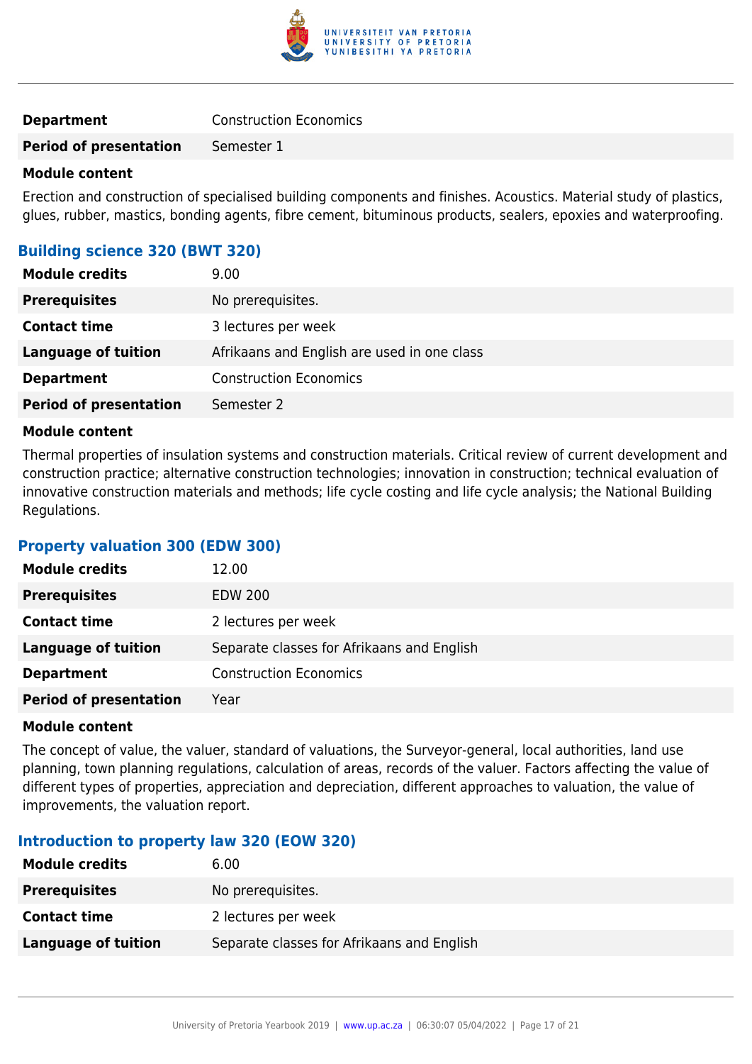| | |
|---|---|
| **Department** | Construction Economics |
| **Period of presentation** | Semester 1 |

**Module content**

Erection and construction of specialised building components and finishes. Acoustics. Material study of plastics, glues, rubber, mastics, bonding agents, fibre cement, bituminous products, sealers, epoxies and waterproofing.

### Building science 320 (BWT 320)

| | |
|---|---|
| **Module credits** | 9.00 |
| **Prerequisites** | No prerequisites. |
| **Contact time** | 3 lectures per week |
| **Language of tuition** | Afrikaans and English are used in one class |
| **Department** | Construction Economics |
| **Period of presentation** | Semester 2 |

**Module content**

Thermal properties of insulation systems and construction materials. Critical review of current development and construction practice; alternative construction technologies; innovation in construction; technical evaluation of innovative construction materials and methods; life cycle costing and life cycle analysis; the National Building Regulations.

### Property valuation 300 (EDW 300)

| | |
|---|---|
| **Module credits** | 12.00 |
| **Prerequisites** | EDW 200 |
| **Contact time** | 2 lectures per week |
| **Language of tuition** | Separate classes for Afrikaans and English |
| **Department** | Construction Economics |
| **Period of presentation** | Year |

**Module content**

The concept of value, the valuer, standard of valuations, the Surveyor-general, local authorities, land use planning, town planning regulations, calculation of areas, records of the valuer. Factors affecting the value of different types of properties, appreciation and depreciation, different approaches to valuation, the value of improvements, the valuation report.

### Introduction to property law 320 (EOW 320)

| | |
|---|---|
| **Module credits** | 6.00 |
| **Prerequisites** | No prerequisites. |
| **Contact time** | 2 lectures per week |
| **Language of tuition** | Separate classes for Afrikaans and English |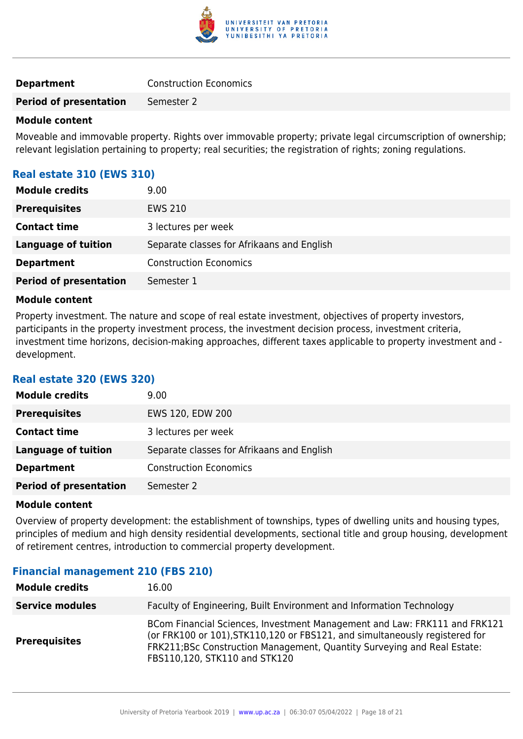| | |
|---|---|
| **Department** | Construction Economics |
| **Period of presentation** | Semester 2 |

**Module content**

Moveable and immovable property. Rights over immovable property; private legal circumscription of ownership; relevant legislation pertaining to property; real securities; the registration of rights; zoning regulations.

### Real estate 310 (EWS 310)

| | |
|---|---|
| **Module credits** | 9.00 |
| **Prerequisites** | EWS 210 |
| **Contact time** | 3 lectures per week |
| **Language of tuition** | Separate classes for Afrikaans and English |
| **Department** | Construction Economics |
| **Period of presentation** | Semester 1 |

**Module content**

Property investment. The nature and scope of real estate investment, objectives of property investors, participants in the property investment process, the investment decision process, investment criteria, investment time horizons, decision-making approaches, different taxes applicable to property investment and -development.

### Real estate 320 (EWS 320)

| | |
|---|---|
| **Module credits** | 9.00 |
| **Prerequisites** | EWS 120, EDW 200 |
| **Contact time** | 3 lectures per week |
| **Language of tuition** | Separate classes for Afrikaans and English |
| **Department** | Construction Economics |
| **Period of presentation** | Semester 2 |

**Module content**

Overview of property development: the establishment of townships, types of dwelling units and housing types, principles of medium and high density residential developments, sectional title and group housing, development of retirement centres, introduction to commercial property development.

### Financial management 210 (FBS 210)

| | |
|---|---|
| **Module credits** | 16.00 |
| **Service modules** | Faculty of Engineering, Built Environment and Information Technology |
| **Prerequisites** | BCom Financial Sciences, Investment Management and Law: FRK111 and FRK121 (or FRK100 or 101),STK110,120 or FBS121, and simultaneously registered for FRK211;BSc Construction Management, Quantity Surveying and Real Estate: FBS110,120, STK110 and STK120 |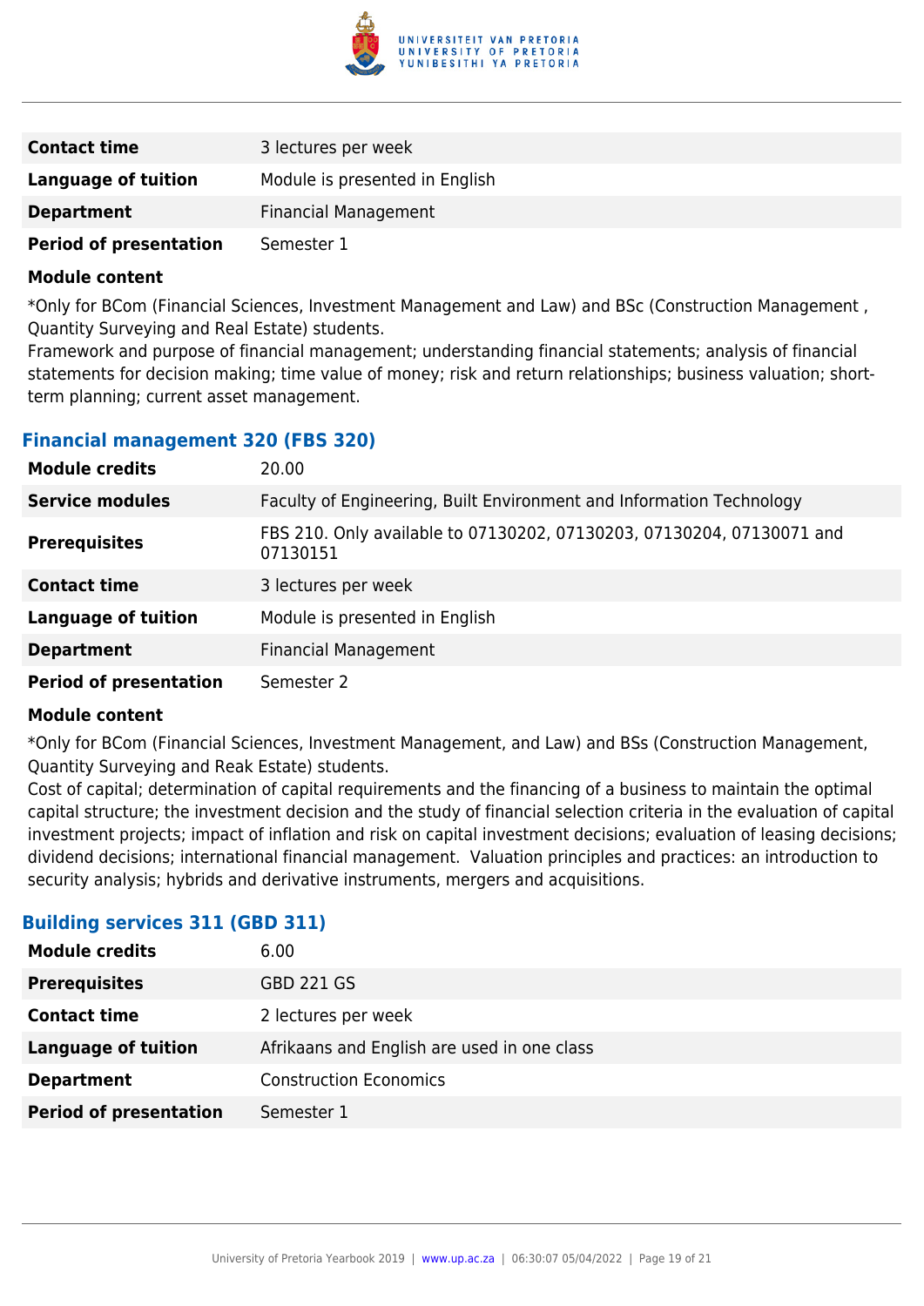| | |
|---|---|
| **Contact time** | 3 lectures per week |
| **Language of tuition** | Module is presented in English |
| **Department** | Financial Management |
| **Period of presentation** | Semester 1 |

**Module content**

*Only for BCom (Financial Sciences, Investment Management and Law) and BSc (Construction Management , Quantity Surveying and Real Estate) students.
Framework and purpose of financial management; understanding financial statements; analysis of financial statements for decision making; time value of money; risk and return relationships; business valuation; short-term planning; current asset management.

### Financial management 320 (FBS 320)

| | |
|---|---|
| **Module credits** | 20.00 |
| **Service modules** | Faculty of Engineering, Built Environment and Information Technology |
| **Prerequisites** | FBS 210. Only available to 07130202, 07130203, 07130204, 07130071 and 07130151 |
| **Contact time** | 3 lectures per week |
| **Language of tuition** | Module is presented in English |
| **Department** | Financial Management |
| **Period of presentation** | Semester 2 |

**Module content**

*Only for BCom (Financial Sciences, Investment Management, and Law) and BSs (Construction Management, Quantity Surveying and Reak Estate) students.
Cost of capital; determination of capital requirements and the financing of a business to maintain the optimal capital structure; the investment decision and the study of financial selection criteria in the evaluation of capital investment projects; impact of inflation and risk on capital investment decisions; evaluation of leasing decisions; dividend decisions; international financial management. Valuation principles and practices: an introduction to security analysis; hybrids and derivative instruments, mergers and acquisitions.

### Building services 311 (GBD 311)

| | |
|---|---|
| **Module credits** | 6.00 |
| **Prerequisites** | GBD 221 GS |
| **Contact time** | 2 lectures per week |
| **Language of tuition** | Afrikaans and English are used in one class |
| **Department** | Construction Economics |
| **Period of presentation** | Semester 1 |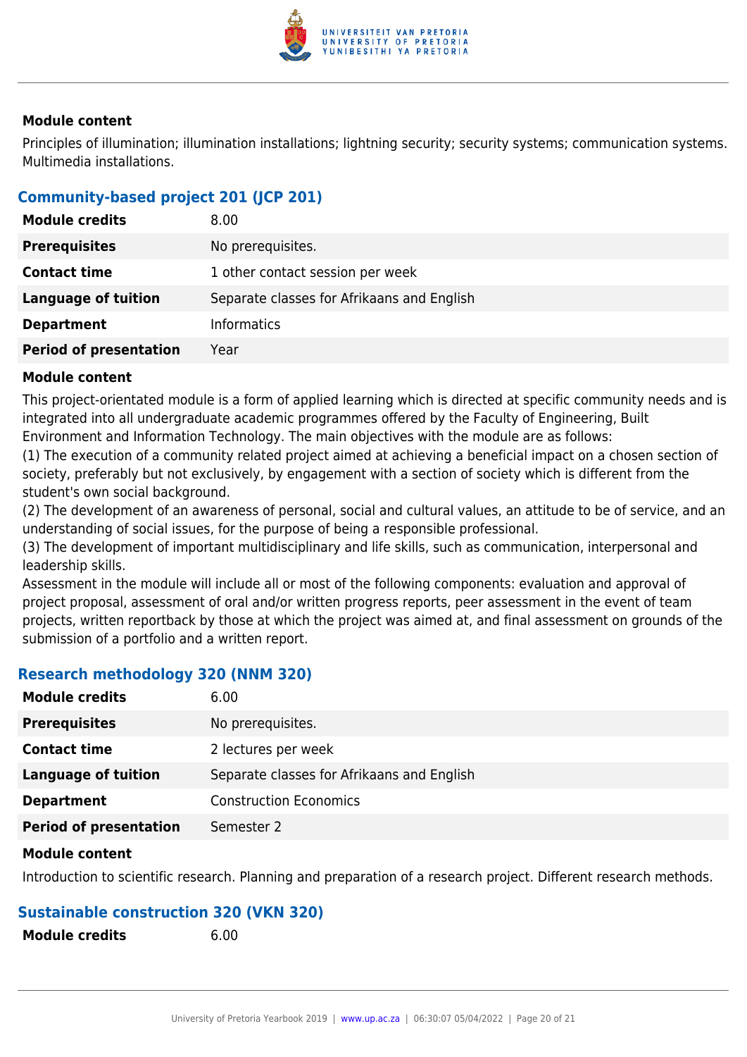#### Module content

Principles of illumination; illumination installations; lightning security; security systems; communication systems. Multimedia installations.

### Community-based project 201 (JCP 201)

| **Module credits** | 8.00 |
|---|---|
| **Prerequisites** | No prerequisites. |
| **Contact time** | 1 other contact session per week |
| **Language of tuition** | Separate classes for Afrikaans and English |
| **Department** | Informatics |
| **Period of presentation** | Year |

#### Module content

This project-orientated module is a form of applied learning which is directed at specific community needs and is integrated into all undergraduate academic programmes offered by the Faculty of Engineering, Built Environment and Information Technology. The main objectives with the module are as follows:
(1) The execution of a community related project aimed at achieving a beneficial impact on a chosen section of society, preferably but not exclusively, by engagement with a section of society which is different from the student's own social background.
(2) The development of an awareness of personal, social and cultural values, an attitude to be of service, and an understanding of social issues, for the purpose of being a responsible professional.
(3) The development of important multidisciplinary and life skills, such as communication, interpersonal and leadership skills.
Assessment in the module will include all or most of the following components: evaluation and approval of project proposal, assessment of oral and/or written progress reports, peer assessment in the event of team projects, written reportback by those at which the project was aimed at, and final assessment on grounds of the submission of a portfolio and a written report.

### Research methodology 320 (NNM 320)

| **Module credits** | 6.00 |
|---|---|
| **Prerequisites** | No prerequisites. |
| **Contact time** | 2 lectures per week |
| **Language of tuition** | Separate classes for Afrikaans and English |
| **Department** | Construction Economics |
| **Period of presentation** | Semester 2 |

#### Module content

Introduction to scientific research. Planning and preparation of a research project. Different research methods.

### Sustainable construction 320 (VKN 320)

| **Module credits** | 6.00 |
|---|---|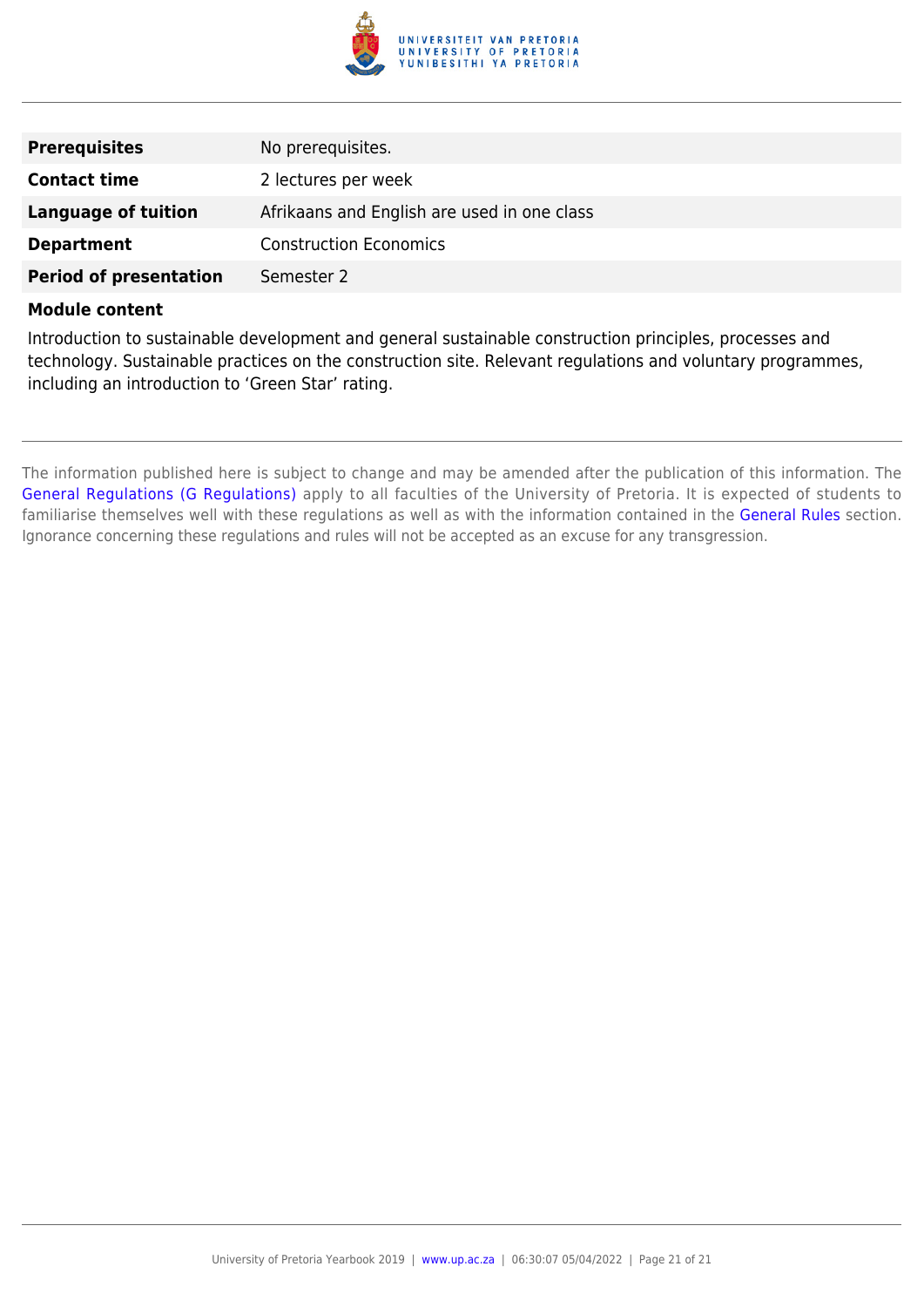| | |
|---|---|
| **Prerequisites** | No prerequisites. |
| **Contact time** | 2 lectures per week |
| **Language of tuition** | Afrikaans and English are used in one class |
| **Department** | Construction Economics |
| **Period of presentation** | Semester 2 |

**Module content**

Introduction to sustainable development and general sustainable construction principles, processes and technology. Sustainable practices on the construction site. Relevant regulations and voluntary programmes, including an introduction to 'Green Star' rating.

The information published here is subject to change and may be amended after the publication of this information. The General Regulations (G Regulations) apply to all faculties of the University of Pretoria. It is expected of students to familiarise themselves well with these regulations as well as with the information contained in the General Rules section. Ignorance concerning these regulations and rules will not be accepted as an excuse for any transgression.